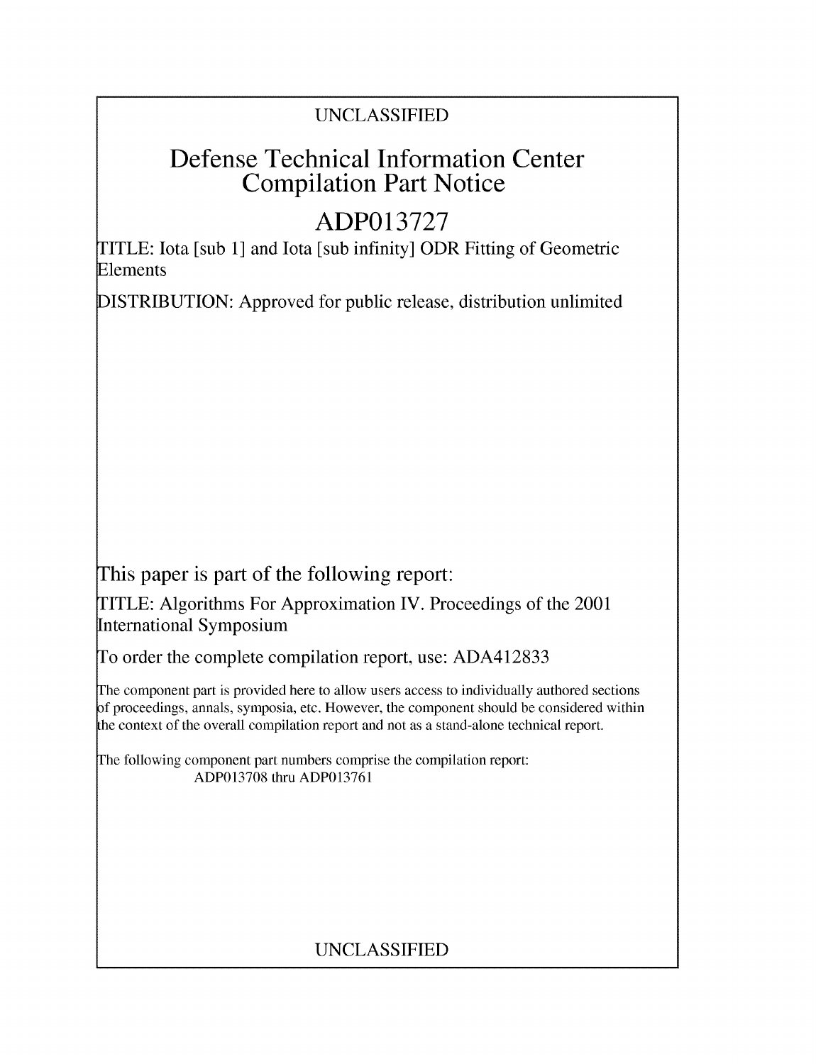UNCLASSIFIED

# Defense Technical Information Center Compilation Part Notice

## ADP013727

TITLE: Iota [sub 1] and Iota [sub infinity] ODR Fitting of Geometric Elements

DISTRIBUTION: Approved for public release, distribution unlimited

This paper is part of the following report:

TITLE: Algorithms For Approximation IV. Proceedings of the 2001 International Symposium

To order the complete compilation report, use: ADA412833

The component part is provided here to allow users access to individually authored sections of proceedings, annals, symposia, etc. However, the component should be considered within the context of the overall compilation report and not as a stand-alone technical report.

The following component part numbers comprise the compilation report:
ADP013708 thru ADP013761

UNCLASSIFIED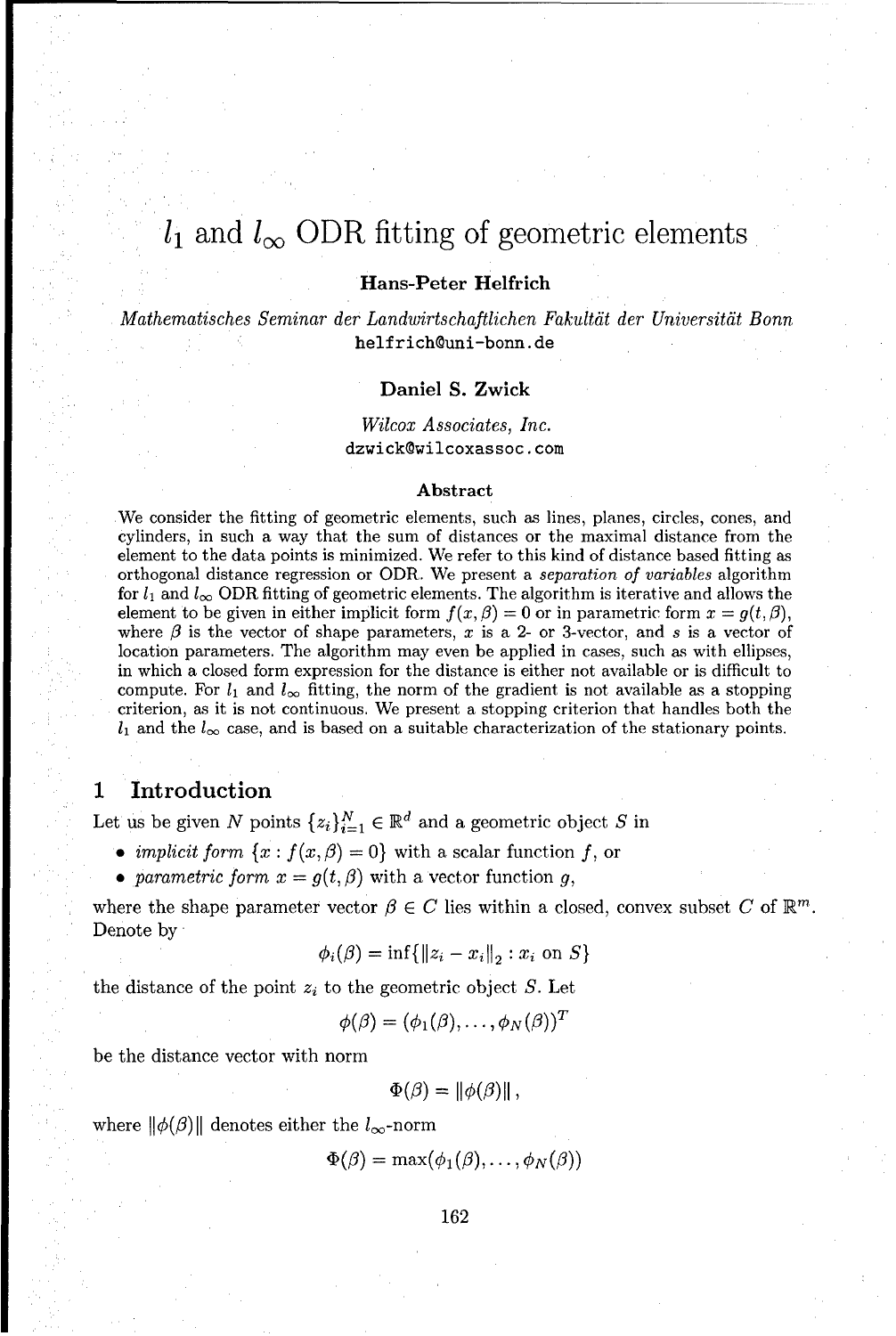# $l_1$ and $l_\infty$ ODR fitting of geometric elements

**Hans-Peter Helfrich**

*Mathematisches Seminar der Landwirtschaftlichen Fakultät der Universität Bonn*
helfrich@uni-bonn.de

**Daniel S. Zwick**

*Wilcox Associates, Inc.*
dzwick@wilcoxassoc.com

### Abstract

We consider the fitting of geometric elements, such as lines, planes, circles, cones, and cylinders, in such a way that the sum of distances or the maximal distance from the element to the data points is minimized. We refer to this kind of distance based fitting as orthogonal distance regression or ODR. We present a *separation of variables* algorithm for $l_1$ and $l_\infty$ ODR fitting of geometric elements. The algorithm is iterative and allows the element to be given in either implicit form $f(x, \beta) = 0$ or in parametric form $x = g(t, \beta)$, where $\beta$ is the vector of shape parameters, $x$ is a 2- or 3-vector, and $s$ is a vector of location parameters. The algorithm may even be applied in cases, such as with ellipses, in which a closed form expression for the distance is either not available or is difficult to compute. For $l_1$ and $l_\infty$ fitting, the norm of the gradient is not available as a stopping criterion, as it is not continuous. We present a stopping criterion that handles both the $l_1$ and the $l_\infty$ case, and is based on a suitable characterization of the stationary points.

## 1 Introduction

Let us be given $N$ points $\{z_i\}_{i=1}^N \in \mathbb{R}^d$ and a geometric object $S$ in

- *implicit form* $\{x : f(x, \beta) = 0\}$ with a scalar function $f$, or
- *parametric form* $x = g(t, \beta)$ with a vector function $g$,

where the shape parameter vector $\beta \in C$ lies within a closed, convex subset $C$ of $\mathbb{R}^m$. Denote by

$$\phi_i(\beta) = \inf\{\|z_i - x_i\|_2 : x_i \text{ on } S\}$$

the distance of the point $z_i$ to the geometric object $S$. Let

$$\phi(\beta) = (\phi_1(\beta), \ldots, \phi_N(\beta))^T$$

be the distance vector with norm

$$\Phi(\beta) = \|\phi(\beta)\|,$$

where $\|\phi(\beta)\|$ denotes either the $l_\infty$-norm

$$\Phi(\beta) = \max(\phi_1(\beta), \ldots, \phi_N(\beta))$$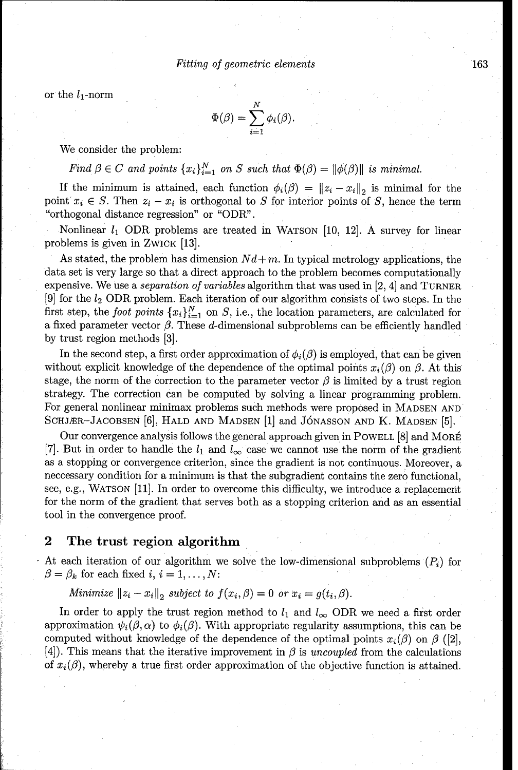or the $l_1$-norm

$$\Phi(\beta) = \sum_{i=1}^{N} \phi_i(\beta).$$

We consider the problem:

*Find $\beta \in C$ and points $\{x_i\}_{i=1}^N$ on $S$ such that $\Phi(\beta) = \|\phi(\beta)\|$ is minimal.*

If the minimum is attained, each function $\phi_i(\beta) = \|z_i - x_i\|_2$ is minimal for the point $x_i \in S$. Then $z_i - x_i$ is orthogonal to $S$ for interior points of $S$, hence the term "orthogonal distance regression" or "ODR".

Nonlinear $l_1$ ODR problems are treated in WATSON [10, 12]. A survey for linear problems is given in ZWICK [13].

As stated, the problem has dimension $Nd + m$. In typical metrology applications, the data set is very large so that a direct approach to the problem becomes computationally expensive. We use a *separation of variables* algorithm that was used in [2, 4] and TURNER [9] for the $l_2$ ODR problem. Each iteration of our algorithm consists of two steps. In the first step, the *foot points* $\{x_i\}_{i=1}^N$ on $S$, i.e., the location parameters, are calculated for a fixed parameter vector $\beta$. These $d$-dimensional subproblems can be efficiently handled by trust region methods [3].

In the second step, a first order approximation of $\phi_i(\beta)$ is employed, that can be given without explicit knowledge of the dependence of the optimal points $x_i(\beta)$ on $\beta$. At this stage, the norm of the correction to the parameter vector $\beta$ is limited by a trust region strategy. The correction can be computed by solving a linear programming problem. For general nonlinear minimax problems such methods were proposed in MADSEN AND SCHJÆR–JACOBSEN [6], HALD AND MADSEN [1] and JÓNASSON AND K. MADSEN [5].

Our convergence analysis follows the general approach given in POWELL [8] and MORÉ [7]. But in order to handle the $l_1$ and $l_\infty$ case we cannot use the norm of the gradient as a stopping or convergence criterion, since the gradient is not continuous. Moreover, a neccessary condition for a minimum is that the subgradient contains the zero functional, see, e.g., WATSON [11]. In order to overcome this difficulty, we introduce a replacement for the norm of the gradient that serves both as a stopping criterion and as an essential tool in the convergence proof.

## 2 The trust region algorithm

At each iteration of our algorithm we solve the low-dimensional subproblems $(P_i)$ for $\beta = \beta_k$ for each fixed $i$, $i = 1, \ldots, N$:

*Minimize $\|z_i - x_i\|_2$ subject to $f(x_i, \beta) = 0$ or $x_i = g(t_i, \beta)$.*

In order to apply the trust region method to $l_1$ and $l_\infty$ ODR we need a first order approximation $\psi_i(\beta, \alpha)$ to $\phi_i(\beta)$. With appropriate regularity assumptions, this can be computed without knowledge of the dependence of the optimal points $x_i(\beta)$ on $\beta$ ([2], [4]). This means that the iterative improvement in $\beta$ is *uncoupled* from the calculations of $x_i(\beta)$, whereby a true first order approximation of the objective function is attained.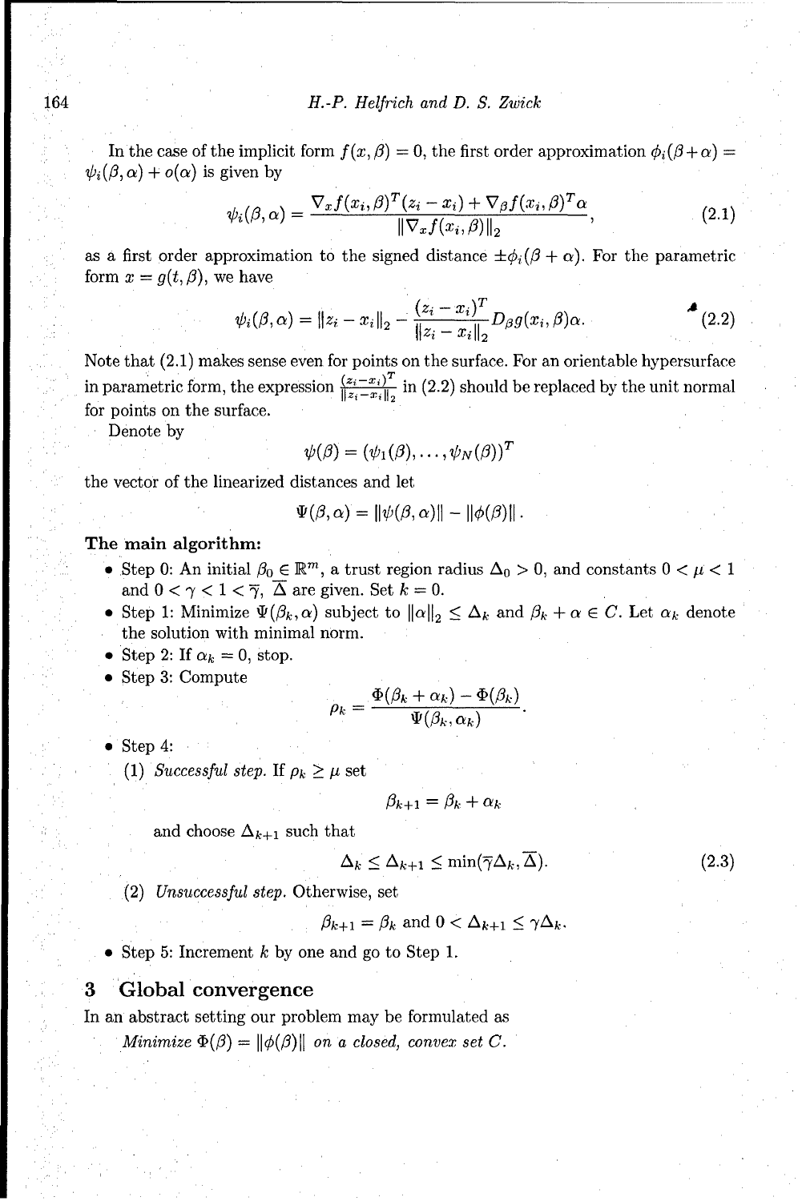In the case of the implicit form $f(x, \beta) = 0$, the first order approximation $\phi_i(\beta + \alpha) = \psi_i(\beta, \alpha) + o(\alpha)$ is given by

$$\psi_i(\beta, \alpha) = \frac{\nabla_x f(x_i, \beta)^T (z_i - x_i) + \nabla_\beta f(x_i, \beta)^T \alpha}{\|\nabla_x f(x_i, \beta)\|_2}, \tag{2.1}$$

as a first order approximation to the signed distance $\pm\phi_i(\beta + \alpha)$. For the parametric form $x = g(t, \beta)$, we have

$$\psi_i(\beta, \alpha) = \|z_i - x_i\|_2 - \frac{(z_i - x_i)^T}{\|z_i - x_i\|_2} D_\beta g(x_i, \beta) \alpha. \tag{2.2}$$

Note that (2.1) makes sense even for points on the surface. For an orientable hypersurface in parametric form, the expression $\frac{(z_i - x_i)^T}{\|z_i - x_i\|_2}$ in (2.2) should be replaced by the unit normal for points on the surface.

Denote by

$$\psi(\beta) = (\psi_1(\beta), \ldots, \psi_N(\beta))^T$$

the vector of the linearized distances and let

$$\Psi(\beta, \alpha) = \|\psi(\beta, \alpha)\| - \|\phi(\beta)\|.$$

**The main algorithm:**

- Step 0: An initial $\beta_0 \in \mathbb{R}^m$, a trust region radius $\Delta_0 > 0$, and constants $0 < \mu < 1$ and $0 < \gamma < 1 < \overline{\gamma}$, $\overline{\Delta}$ are given. Set $k = 0$.
- Step 1: Minimize $\Psi(\beta_k, \alpha)$ subject to $\|\alpha\|_2 \leq \Delta_k$ and $\beta_k + \alpha \in C$. Let $\alpha_k$ denote the solution with minimal norm.
- Step 2: If $\alpha_k = 0$, stop.
- Step 3: Compute

$$\rho_k = \frac{\Phi(\beta_k + \alpha_k) - \Phi(\beta_k)}{\Psi(\beta_k, \alpha_k)}.$$

- Step 4:
  (1) *Successful step.* If $\rho_k \geq \mu$ set

  $$\beta_{k+1} = \beta_k + \alpha_k$$

  and choose $\Delta_{k+1}$ such that

  $$\Delta_k \leq \Delta_{k+1} \leq \min(\overline{\gamma}\Delta_k, \overline{\Delta}). \tag{2.3}$$

  (2) *Unsuccessful step.* Otherwise, set

  $$\beta_{k+1} = \beta_k \text{ and } 0 < \Delta_{k+1} \leq \gamma \Delta_k.$$

- Step 5: Increment $k$ by one and go to Step 1.

## 3 Global convergence

In an abstract setting our problem may be formulated as

*Minimize* $\Phi(\beta) = \|\phi(\beta)\|$ *on a closed, convex set* $C$.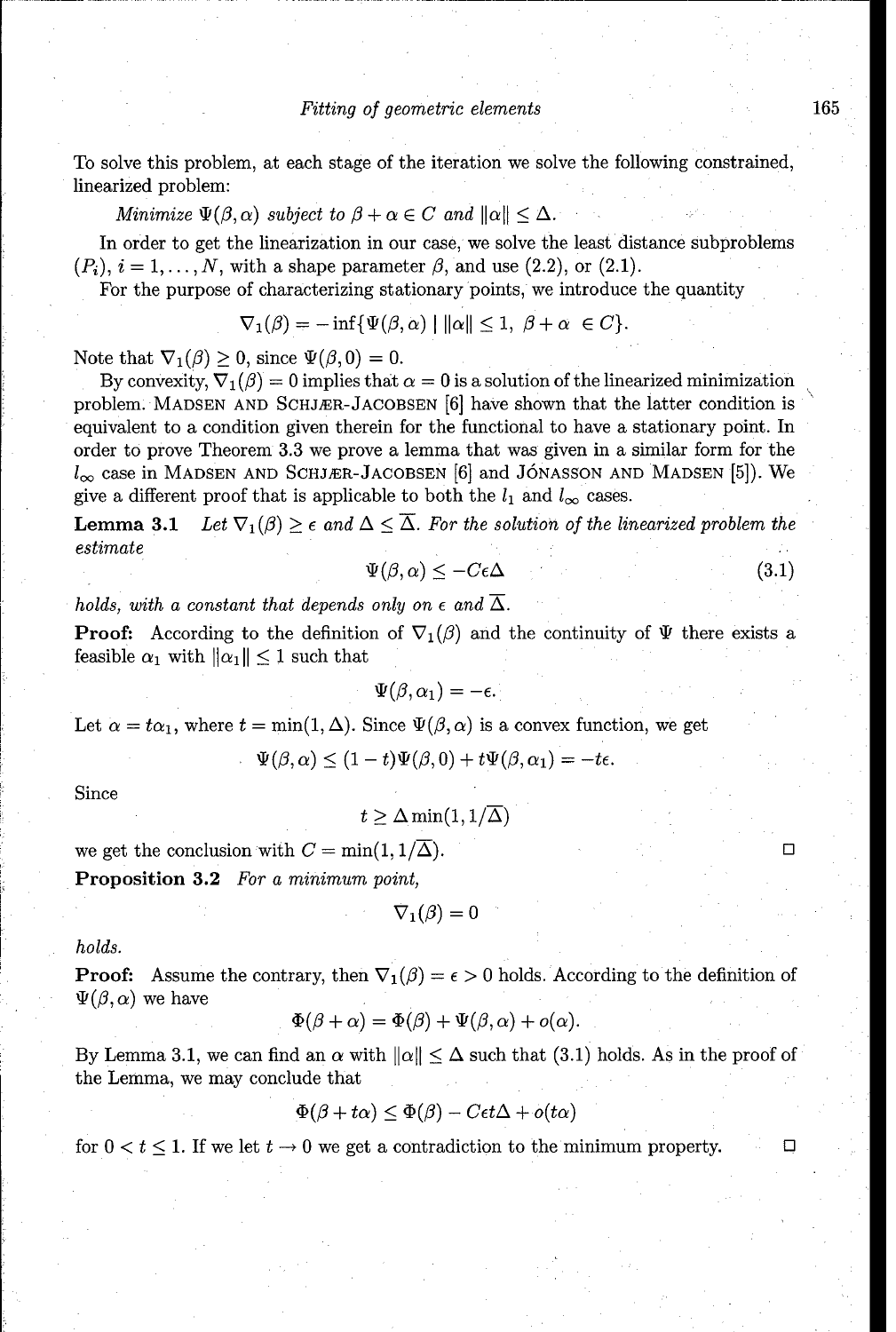To solve this problem, at each stage of the iteration we solve the following constrained, linearized problem:

*Minimize* $\Psi(\beta, \alpha)$ *subject to* $\beta + \alpha \in C$ *and* $\|\alpha\| \leq \Delta$.

In order to get the linearization in our case, we solve the least distance subproblems $(P_i)$, $i = 1, \ldots, N$, with a shape parameter $\beta$, and use (2.2), or (2.1).

For the purpose of characterizing stationary points, we introduce the quantity

$$\nabla_1(\beta) = -\inf\{\Psi(\beta, \alpha) \mid \|\alpha\| \leq 1, \ \beta + \alpha \ \in C\}.$$

Note that $\nabla_1(\beta) \geq 0$, since $\Psi(\beta, 0) = 0$.

By convexity, $\nabla_1(\beta) = 0$ implies that $\alpha = 0$ is a solution of the linearized minimization problem. Madsen and Schjær-Jacobsen [6] have shown that the latter condition is equivalent to a condition given therein for the functional to have a stationary point. In order to prove Theorem 3.3 we prove a lemma that was given in a similar form for the $l_\infty$ case in Madsen and Schjær-Jacobsen [6] and Jónasson and Madsen [5]). We give a different proof that is applicable to both the $l_1$ and $l_\infty$ cases.

**Lemma 3.1** *Let $\nabla_1(\beta) \geq \epsilon$ and $\Delta \leq \overline{\Delta}$. For the solution of the linearized problem the estimate*

$$\Psi(\beta, \alpha) \leq -C\epsilon\Delta \tag{3.1}$$

*holds, with a constant that depends only on $\epsilon$ and $\overline{\Delta}$.*

**Proof:** According to the definition of $\nabla_1(\beta)$ and the continuity of $\Psi$ there exists a feasible $\alpha_1$ with $\|\alpha_1\| \leq 1$ such that

$$\Psi(\beta, \alpha_1) = -\epsilon.$$

Let $\alpha = t\alpha_1$, where $t = \min(1, \Delta)$. Since $\Psi(\beta, \alpha)$ is a convex function, we get

$$\Psi(\beta, \alpha) \leq (1 - t)\Psi(\beta, 0) + t\Psi(\beta, \alpha_1) = -t\epsilon.$$

Since

$$t \geq \Delta \min(1, 1/\overline{\Delta})$$

we get the conclusion with $C = \min(1, 1/\overline{\Delta})$. □

**Proposition 3.2** *For a minimum point,*

$$\nabla_1(\beta) = 0$$

*holds.*

**Proof:** Assume the contrary, then $\nabla_1(\beta) = \epsilon > 0$ holds. According to the definition of $\Psi(\beta, \alpha)$ we have

$$\Phi(\beta + \alpha) = \Phi(\beta) + \Psi(\beta, \alpha) + o(\alpha).$$

By Lemma 3.1, we can find an $\alpha$ with $\|\alpha\| \leq \Delta$ such that (3.1) holds. As in the proof of the Lemma, we may conclude that

$$\Phi(\beta + t\alpha) \leq \Phi(\beta) - C\epsilon t\Delta + o(t\alpha)$$

for $0 < t \leq 1$. If we let $t \to 0$ we get a contradiction to the minimum property. □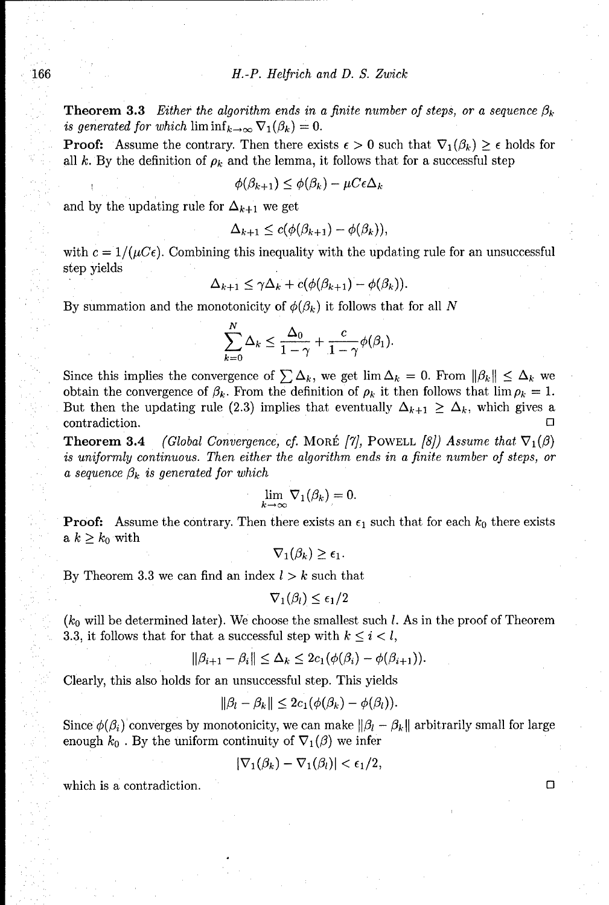**Theorem 3.3** *Either the algorithm ends in a finite number of steps, or a sequence $\beta_k$ is generated for which $\liminf_{k\to\infty} \nabla_1(\beta_k) = 0$.*

**Proof:** Assume the contrary. Then there exists $\epsilon > 0$ such that $\nabla_1(\beta_k) \geq \epsilon$ holds for all $k$. By the definition of $\rho_k$ and the lemma, it follows that for a successful step

$$\phi(\beta_{k+1}) \leq \phi(\beta_k) - \mu C \epsilon \Delta_k$$

and by the updating rule for $\Delta_{k+1}$ we get

$$\Delta_{k+1} \leq c(\phi(\beta_{k+1}) - \phi(\beta_k)),$$

with $c = 1/(\mu C \epsilon)$. Combining this inequality with the updating rule for an unsuccessful step yields

$$\Delta_{k+1} \leq \gamma \Delta_k + c(\phi(\beta_{k+1}) - \phi(\beta_k)).$$

By summation and the monotonicity of $\phi(\beta_k)$ it follows that for all $N$

$$\sum_{k=0}^{N} \Delta_k \leq \frac{\Delta_0}{1-\gamma} + \frac{c}{1-\gamma}\phi(\beta_1).$$

Since this implies the convergence of $\sum \Delta_k$, we get $\lim \Delta_k = 0$. From $\|\beta_k\| \leq \Delta_k$ we obtain the convergence of $\beta_k$. From the definition of $\rho_k$ it then follows that $\lim \rho_k = 1$. But then the updating rule (2.3) implies that eventually $\Delta_{k+1} \geq \Delta_k$, which gives a contradiction. □

**Theorem 3.4** *(Global Convergence, cf.* MORÉ *[7],* POWELL *[8]) Assume that $\nabla_1(\beta)$ is uniformly continuous. Then either the algorithm ends in a finite number of steps, or a sequence $\beta_k$ is generated for which*

$$\lim_{k\to\infty} \nabla_1(\beta_k) = 0.$$

**Proof:** Assume the contrary. Then there exists an $\epsilon_1$ such that for each $k_0$ there exists a $k \geq k_0$ with

$$\nabla_1(\beta_k) \geq \epsilon_1.$$

By Theorem 3.3 we can find an index $l > k$ such that

$$\nabla_1(\beta_l) \leq \epsilon_1/2$$

($k_0$ will be determined later). We choose the smallest such $l$. As in the proof of Theorem 3.3, it follows that for that a successful step with $k \leq i < l$,

$$\|\beta_{i+1} - \beta_i\| \leq \Delta_k \leq 2c_1(\phi(\beta_i) - \phi(\beta_{i+1})).$$

Clearly, this also holds for an unsuccessful step. This yields

$$\|\beta_l - \beta_k\| \leq 2c_1(\phi(\beta_k) - \phi(\beta_l)).$$

Since $\phi(\beta_i)$ converges by monotonicity, we can make $\|\beta_l - \beta_k\|$ arbitrarily small for large enough $k_0$. By the uniform continuity of $\nabla_1(\beta)$ we infer

$$|\nabla_1(\beta_k) - \nabla_1(\beta_l)| < \epsilon_1/2,$$

which is a contradiction. □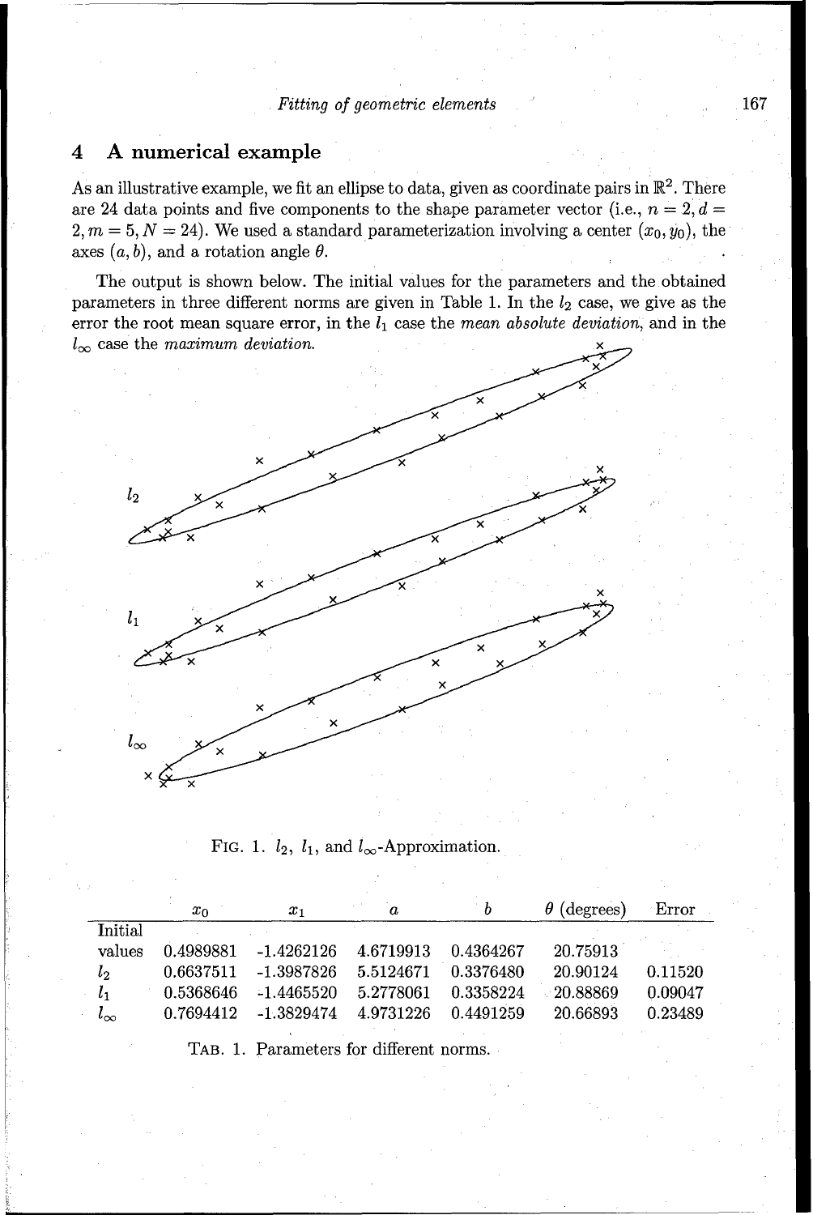## 4 A numerical example

As an illustrative example, we fit an ellipse to data, given as coordinate pairs in $\mathbb{R}^2$. There are 24 data points and five components to the shape parameter vector (i.e., $n = 2, d = 2, m = 5, N = 24$). We used a standard parameterization involving a center $(x_0, y_0)$, the axes $(a, b)$, and a rotation angle $\theta$.

The output is shown below. The initial values for the parameters and the obtained parameters in three different norms are given in Table 1. In the $l_2$ case, we give as the error the root mean square error, in the $l_1$ case the *mean absolute deviation*, and in the $l_\infty$ case the *maximum deviation.*

FIG. 1. $l_2$, $l_1$, and $l_\infty$-Approximation.

| | $x_0$ | $x_1$ | $a$ | $b$ | $\theta$ (degrees) | Error |
|---|---|---|---|---|---|---|
| Initial values | 0.4989881 | -1.4262126 | 4.6719913 | 0.4364267 | 20.75913 | |
| $l_2$ | 0.6637511 | -1.3987826 | 5.5124671 | 0.3376480 | 20.90124 | 0.11520 |
| $l_1$ | 0.5368646 | -1.4465520 | 5.2778061 | 0.3358224 | 20.88869 | 0.09047 |
| $l_\infty$ | 0.7694412 | -1.3829474 | 4.9731226 | 0.4491259 | 20.66893 | 0.23489 |

TAB. 1. Parameters for different norms.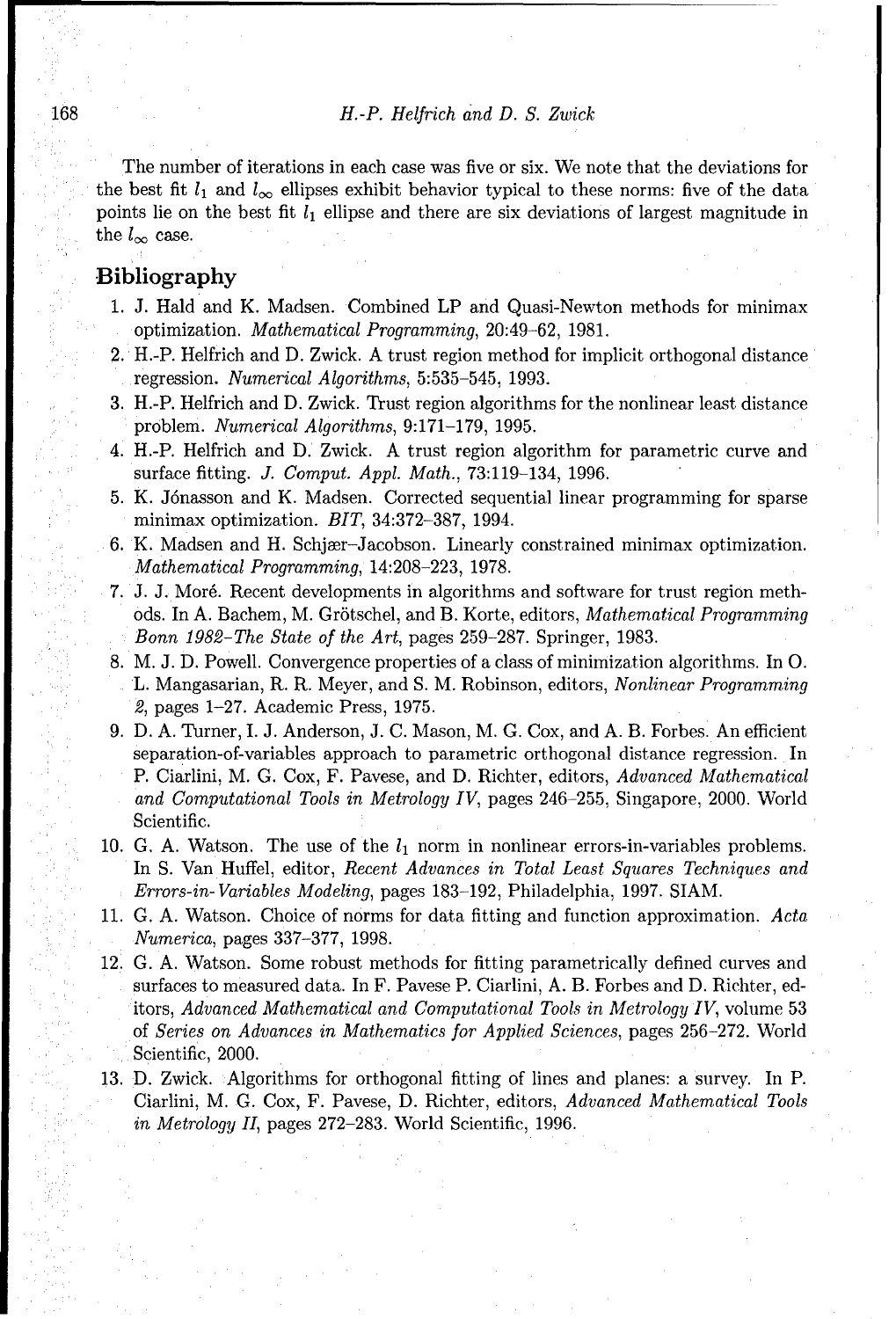The number of iterations in each case was five or six. We note that the deviations for the best fit $l_1$ and $l_\infty$ ellipses exhibit behavior typical to these norms: five of the data points lie on the best fit $l_1$ ellipse and there are six deviations of largest magnitude in the $l_\infty$ case.

## Bibliography

1. J. Hald and K. Madsen. Combined LP and Quasi-Newton methods for minimax optimization. *Mathematical Programming*, 20:49–62, 1981.
2. H.-P. Helfrich and D. Zwick. A trust region method for implicit orthogonal distance regression. *Numerical Algorithms*, 5:535–545, 1993.
3. H.-P. Helfrich and D. Zwick. Trust region algorithms for the nonlinear least distance problem. *Numerical Algorithms*, 9:171–179, 1995.
4. H.-P. Helfrich and D. Zwick. A trust region algorithm for parametric curve and surface fitting. *J. Comput. Appl. Math.*, 73:119–134, 1996.
5. K. Jónasson and K. Madsen. Corrected sequential linear programming for sparse minimax optimization. *BIT*, 34:372–387, 1994.
6. K. Madsen and H. Schjær–Jacobson. Linearly constrained minimax optimization. *Mathematical Programming*, 14:208–223, 1978.
7. J. J. Moré. Recent developments in algorithms and software for trust region methods. In A. Bachem, M. Grötschel, and B. Korte, editors, *Mathematical Programming Bonn 1982–The State of the Art*, pages 259–287. Springer, 1983.
8. M. J. D. Powell. Convergence properties of a class of minimization algorithms. In O. L. Mangasarian, R. R. Meyer, and S. M. Robinson, editors, *Nonlinear Programming 2*, pages 1–27. Academic Press, 1975.
9. D. A. Turner, I. J. Anderson, J. C. Mason, M. G. Cox, and A. B. Forbes. An efficient separation-of-variables approach to parametric orthogonal distance regression. In P. Ciarlini, M. G. Cox, F. Pavese, and D. Richter, editors, *Advanced Mathematical and Computational Tools in Metrology IV*, pages 246–255, Singapore, 2000. World Scientific.
10. G. A. Watson. The use of the $l_1$ norm in nonlinear errors-in-variables problems. In S. Van Huffel, editor, *Recent Advances in Total Least Squares Techniques and Errors-in-Variables Modeling*, pages 183–192, Philadelphia, 1997. SIAM.
11. G. A. Watson. Choice of norms for data fitting and function approximation. *Acta Numerica*, pages 337–377, 1998.
12. G. A. Watson. Some robust methods for fitting parametrically defined curves and surfaces to measured data. In F. Pavese P. Ciarlini, A. B. Forbes and D. Richter, editors, *Advanced Mathematical and Computational Tools in Metrology IV*, volume 53 of *Series on Advances in Mathematics for Applied Sciences*, pages 256–272. World Scientific, 2000.
13. D. Zwick. Algorithms for orthogonal fitting of lines and planes: a survey. In P. Ciarlini, M. G. Cox, F. Pavese, D. Richter, editors, *Advanced Mathematical Tools in Metrology II*, pages 272–283. World Scientific, 1996.